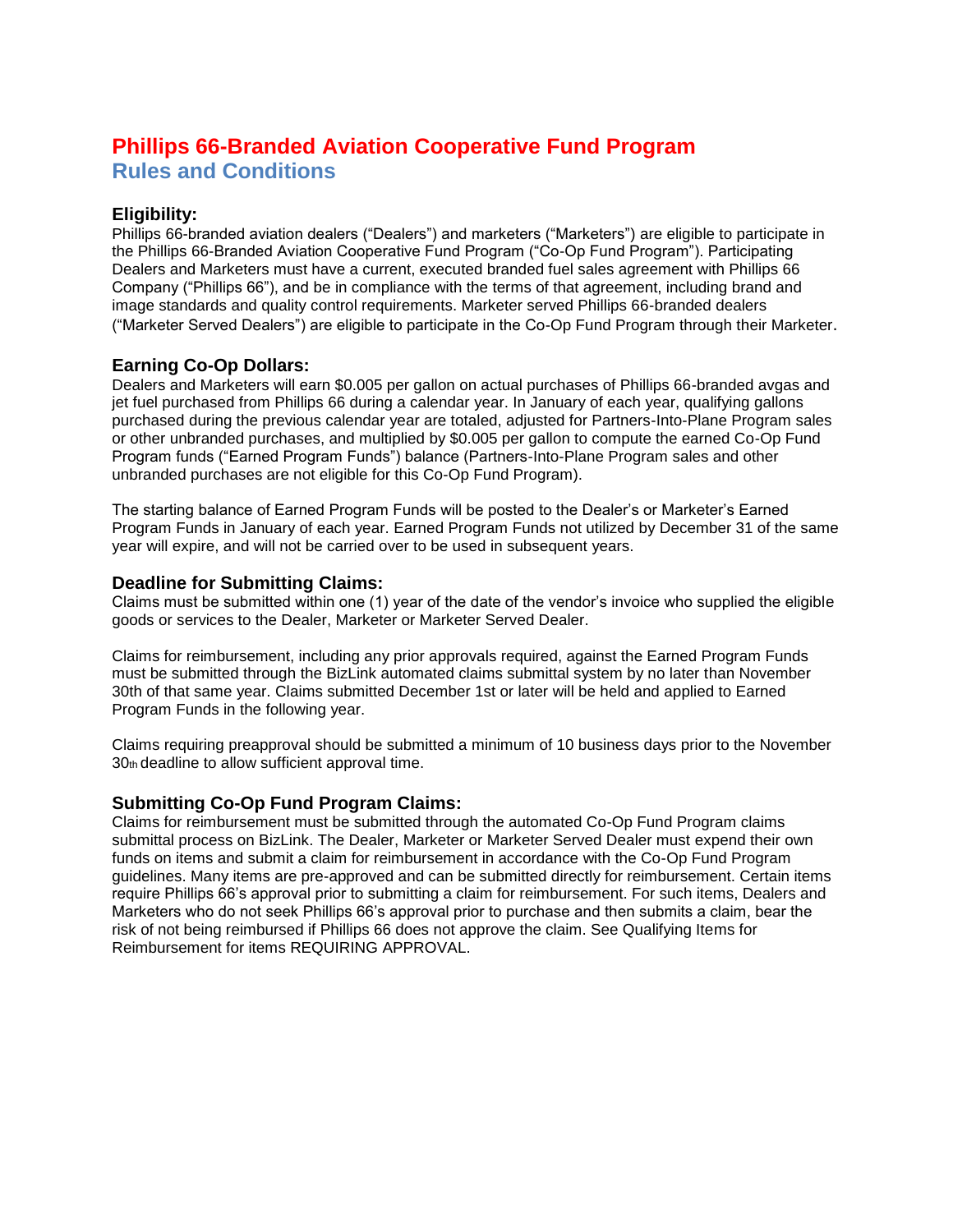# Phillips 66-Branded Aviation Cooperative Fund Program

## Rules and Conditions

### Eligibility:

Phillips 66-branded aviation dealers ("Dealers") and marketers ("Marketers") are eligible to participate in the Phillips 66-Branded Aviation Cooperative Fund Program ("Co-Op Fund Program"). Participating Dealers and Marketers must have a current, executed branded fuel sales agreement with Phillips 66 Company ("Phillips 66"), and be in compliance with the terms of that agreement, including brand and image standards and quality control requirements. Marketer served Phillips 66-branded dealers ("Marketer Served Dealers") are eligible to participate in the Co-Op Fund Program through their Marketer.

### Earning Co-Op Dollars:

Dealers and Marketers will earn $0.005 per gallon on actual purchases of Phillips 66-branded avgas and jet fuel purchased from Phillips 66 during a calendar year. In January of each year, qualifying gallons purchased during the previous calendar year are totaled, adjusted for Partners-Into-Plane Program sales or other unbranded purchases, and multiplied by $0.005 per gallon to compute the earned Co-Op Fund Program funds ("Earned Program Funds") balance (Partners-Into-Plane Program sales and other unbranded purchases are not eligible for this Co-Op Fund Program).

The starting balance of Earned Program Funds will be posted to the Dealer's or Marketer's Earned Program Funds in January of each year. Earned Program Funds not utilized by December 31 of the same year will expire, and will not be carried over to be used in subsequent years.

### Deadline for Submitting Claims:

Claims must be submitted within one (1) year of the date of the vendor's invoice who supplied the eligible goods or services to the Dealer, Marketer or Marketer Served Dealer.

Claims for reimbursement, including any prior approvals required, against the Earned Program Funds must be submitted through the BizLink automated claims submittal system by no later than November 30th of that same year. Claims submitted December 1st or later will be held and applied to Earned Program Funds in the following year.

Claims requiring preapproval should be submitted a minimum of 10 business days prior to the November 30th deadline to allow sufficient approval time.

### Submitting Co-Op Fund Program Claims:

Claims for reimbursement must be submitted through the automated Co-Op Fund Program claims submittal process on BizLink. The Dealer, Marketer or Marketer Served Dealer must expend their own funds on items and submit a claim for reimbursement in accordance with the Co-Op Fund Program guidelines. Many items are pre-approved and can be submitted directly for reimbursement. Certain items require Phillips 66's approval prior to submitting a claim for reimbursement. For such items, Dealers and Marketers who do not seek Phillips 66's approval prior to purchase and then submits a claim, bear the risk of not being reimbursed if Phillips 66 does not approve the claim. See Qualifying Items for Reimbursement for items REQUIRING APPROVAL.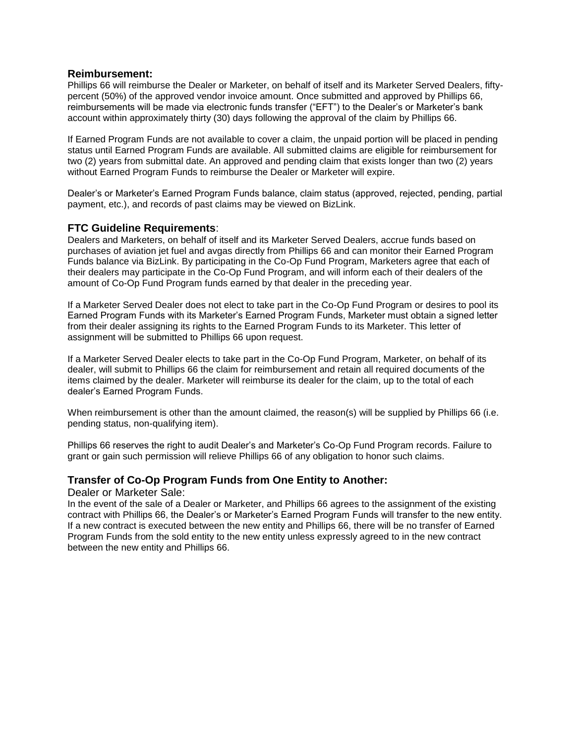## Reimbursement:

Phillips 66 will reimburse the Dealer or Marketer, on behalf of itself and its Marketer Served Dealers, fifty-percent (50%) of the approved vendor invoice amount. Once submitted and approved by Phillips 66, reimbursements will be made via electronic funds transfer ("EFT") to the Dealer's or Marketer's bank account within approximately thirty (30) days following the approval of the claim by Phillips 66.

If Earned Program Funds are not available to cover a claim, the unpaid portion will be placed in pending status until Earned Program Funds are available. All submitted claims are eligible for reimbursement for two (2) years from submittal date. An approved and pending claim that exists longer than two (2) years without Earned Program Funds to reimburse the Dealer or Marketer will expire.

Dealer's or Marketer's Earned Program Funds balance, claim status (approved, rejected, pending, partial payment, etc.), and records of past claims may be viewed on BizLink.

## FTC Guideline Requirements:

Dealers and Marketers, on behalf of itself and its Marketer Served Dealers, accrue funds based on purchases of aviation jet fuel and avgas directly from Phillips 66 and can monitor their Earned Program Funds balance via BizLink. By participating in the Co-Op Fund Program, Marketers agree that each of their dealers may participate in the Co-Op Fund Program, and will inform each of their dealers of the amount of Co-Op Fund Program funds earned by that dealer in the preceding year.

If a Marketer Served Dealer does not elect to take part in the Co-Op Fund Program or desires to pool its Earned Program Funds with its Marketer's Earned Program Funds, Marketer must obtain a signed letter from their dealer assigning its rights to the Earned Program Funds to its Marketer. This letter of assignment will be submitted to Phillips 66 upon request.

If a Marketer Served Dealer elects to take part in the Co-Op Fund Program, Marketer, on behalf of its dealer, will submit to Phillips 66 the claim for reimbursement and retain all required documents of the items claimed by the dealer. Marketer will reimburse its dealer for the claim, up to the total of each dealer's Earned Program Funds.

When reimbursement is other than the amount claimed, the reason(s) will be supplied by Phillips 66 (i.e. pending status, non-qualifying item).

Phillips 66 reserves the right to audit Dealer's and Marketer's Co-Op Fund Program records. Failure to grant or gain such permission will relieve Phillips 66 of any obligation to honor such claims.

## Transfer of Co-Op Program Funds from One Entity to Another:

Dealer or Marketer Sale:

In the event of the sale of a Dealer or Marketer, and Phillips 66 agrees to the assignment of the existing contract with Phillips 66, the Dealer's or Marketer's Earned Program Funds will transfer to the new entity. If a new contract is executed between the new entity and Phillips 66, there will be no transfer of Earned Program Funds from the sold entity to the new entity unless expressly agreed to in the new contract between the new entity and Phillips 66.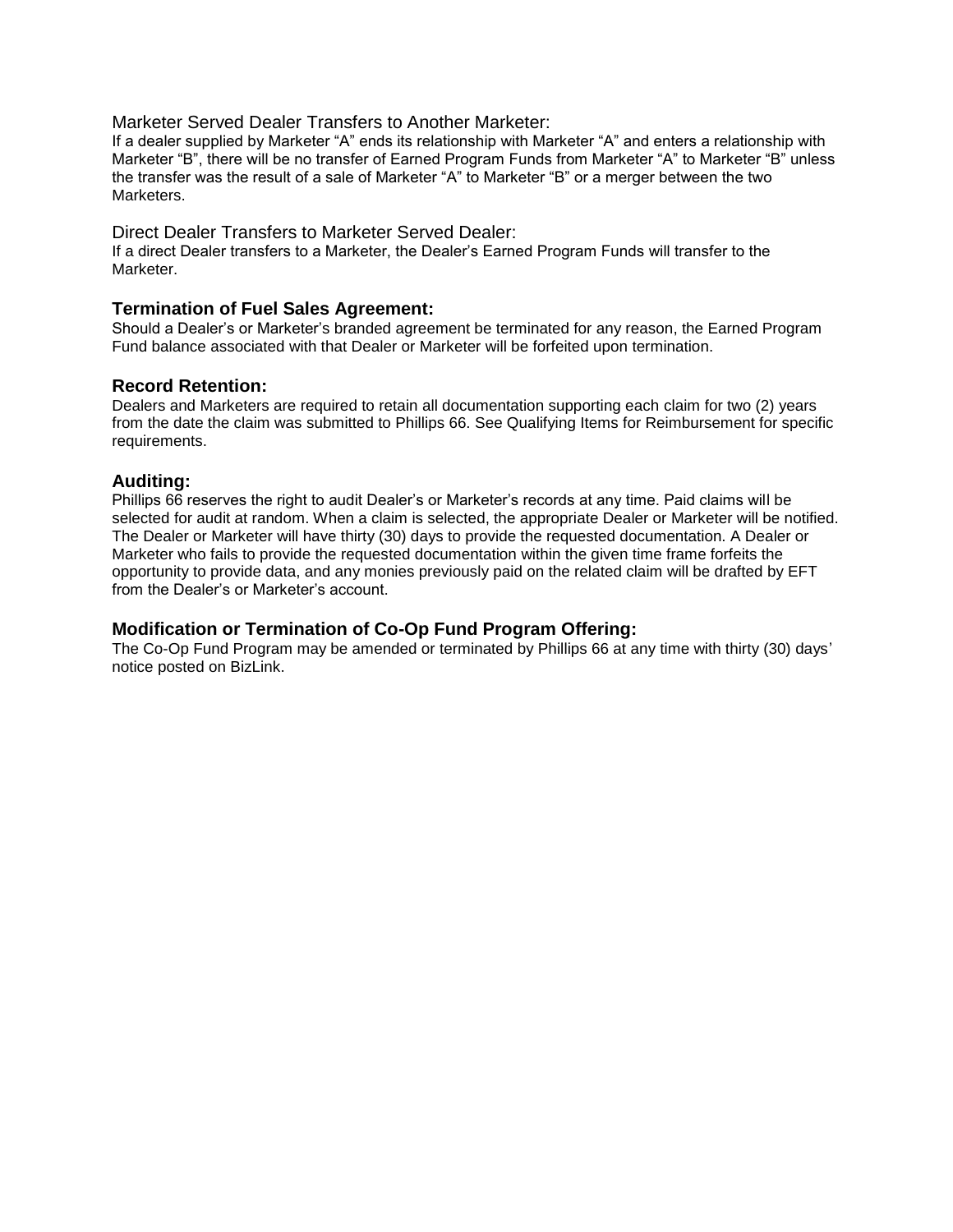Marketer Served Dealer Transfers to Another Marketer:

If a dealer supplied by Marketer “A” ends its relationship with Marketer “A” and enters a relationship with Marketer “B”, there will be no transfer of Earned Program Funds from Marketer “A” to Marketer “B” unless the transfer was the result of a sale of Marketer “A” to Marketer “B” or a merger between the two Marketers.

Direct Dealer Transfers to Marketer Served Dealer:

If a direct Dealer transfers to a Marketer, the Dealer’s Earned Program Funds will transfer to the Marketer.

### Termination of Fuel Sales Agreement:

Should a Dealer’s or Marketer’s branded agreement be terminated for any reason, the Earned Program Fund balance associated with that Dealer or Marketer will be forfeited upon termination.

### Record Retention:

Dealers and Marketers are required to retain all documentation supporting each claim for two (2) years from the date the claim was submitted to Phillips 66. See Qualifying Items for Reimbursement for specific requirements.

### Auditing:

Phillips 66 reserves the right to audit Dealer’s or Marketer’s records at any time. Paid claims will be selected for audit at random. When a claim is selected, the appropriate Dealer or Marketer will be notified. The Dealer or Marketer will have thirty (30) days to provide the requested documentation. A Dealer or Marketer who fails to provide the requested documentation within the given time frame forfeits the opportunity to provide data, and any monies previously paid on the related claim will be drafted by EFT from the Dealer’s or Marketer’s account.

### Modification or Termination of Co-Op Fund Program Offering:

The Co-Op Fund Program may be amended or terminated by Phillips 66 at any time with thirty (30) days’ notice posted on BizLink.